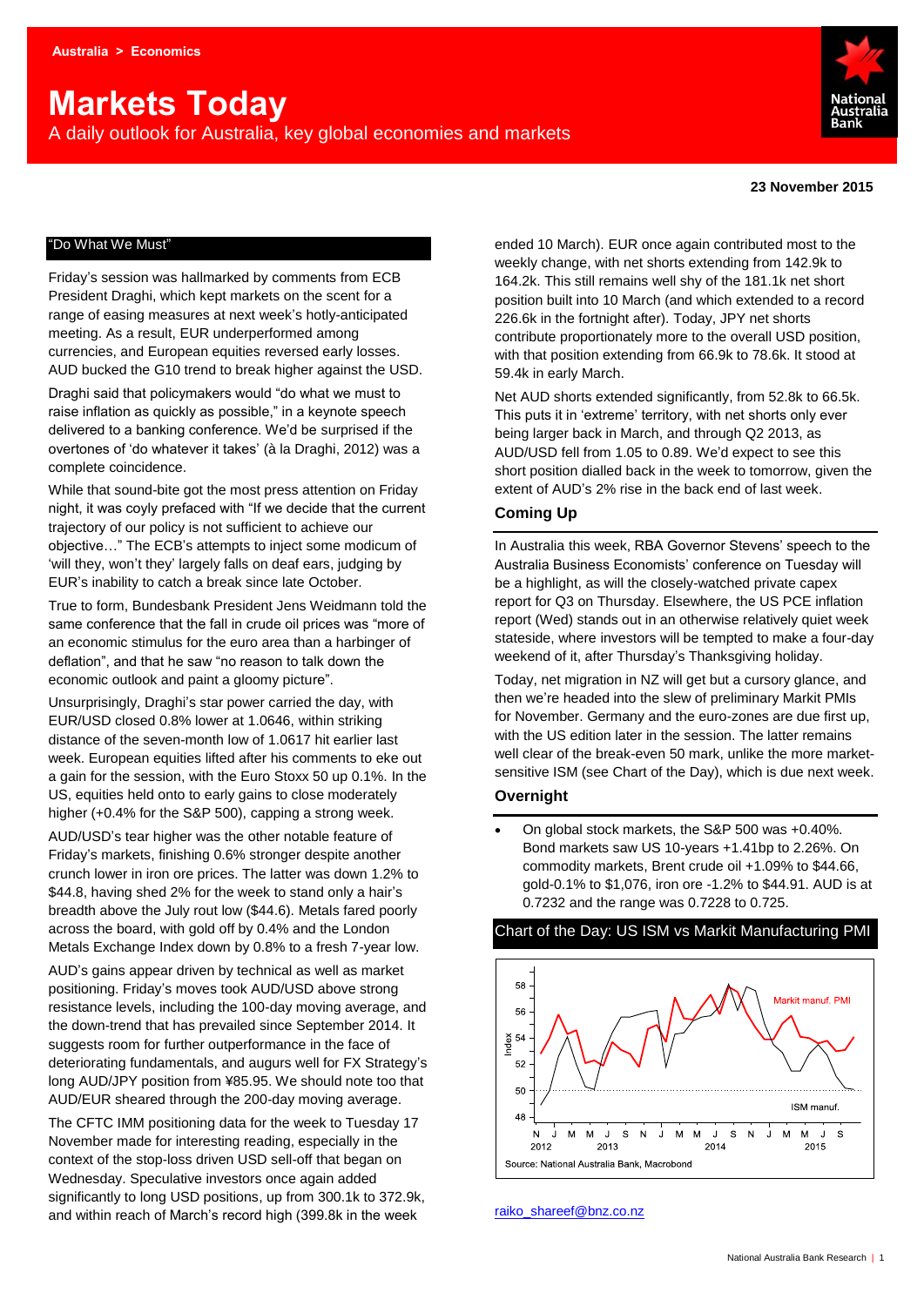Australia > Economics

# Markets Today

A daily outlook for Australia, key global economies and markets

**23 November 2015**

## "Do What We Must"

Friday's session was hallmarked by comments from ECB President Draghi, which kept markets on the scent for a range of easing measures at next week's hotly-anticipated meeting. As a result, EUR underperformed among currencies, and European equities reversed early losses. AUD bucked the G10 trend to break higher against the USD.

Draghi said that policymakers would "do what we must to raise inflation as quickly as possible," in a keynote speech delivered to a banking conference. We'd be surprised if the overtones of 'do whatever it takes' (à la Draghi, 2012) was a complete coincidence.

While that sound-bite got the most press attention on Friday night, it was coyly prefaced with "If we decide that the current trajectory of our policy is not sufficient to achieve our objective…" The ECB's attempts to inject some modicum of 'will they, won't they' largely falls on deaf ears, judging by EUR's inability to catch a break since late October.

True to form, Bundesbank President Jens Weidmann told the same conference that the fall in crude oil prices was "more of an economic stimulus for the euro area than a harbinger of deflation", and that he saw "no reason to talk down the economic outlook and paint a gloomy picture".

Unsurprisingly, Draghi's star power carried the day, with EUR/USD closed 0.8% lower at 1.0646, within striking distance of the seven-month low of 1.0617 hit earlier last week. European equities lifted after his comments to eke out a gain for the session, with the Euro Stoxx 50 up 0.1%. In the US, equities held onto to early gains to close moderately higher (+0.4% for the S&P 500), capping a strong week.

AUD/USD's tear higher was the other notable feature of Friday's markets, finishing 0.6% stronger despite another crunch lower in iron ore prices. The latter was down 1.2% to \$44.8, having shed 2% for the week to stand only a hair's breadth above the July rout low (\$44.6). Metals fared poorly across the board, with gold off by 0.4% and the London Metals Exchange Index down by 0.8% to a fresh 7-year low.

AUD's gains appear driven by technical as well as market positioning. Friday's moves took AUD/USD above strong resistance levels, including the 100-day moving average, and the down-trend that has prevailed since September 2014. It suggests room for further outperformance in the face of deteriorating fundamentals, and augurs well for FX Strategy's long AUD/JPY position from ¥85.95. We should note too that AUD/EUR sheared through the 200-day moving average.

The CFTC IMM positioning data for the week to Tuesday 17 November made for interesting reading, especially in the context of the stop-loss driven USD sell-off that began on Wednesday. Speculative investors once again added significantly to long USD positions, up from 300.1k to 372.9k, and within reach of March's record high (399.8k in the week ended 10 March). EUR once again contributed most to the weekly change, with net shorts extending from 142.9k to 164.2k. This still remains well shy of the 181.1k net short position built into 10 March (and which extended to a record 226.6k in the fortnight after). Today, JPY net shorts contribute proportionately more to the overall USD position, with that position extending from 66.9k to 78.6k. It stood at 59.4k in early March.

Net AUD shorts extended significantly, from 52.8k to 66.5k. This puts it in 'extreme' territory, with net shorts only ever being larger back in March, and through Q2 2013, as AUD/USD fell from 1.05 to 0.89. We'd expect to see this short position dialled back in the week to tomorrow, given the extent of AUD's 2% rise in the back end of last week.

### Coming Up

In Australia this week, RBA Governor Stevens' speech to the Australia Business Economists' conference on Tuesday will be a highlight, as will the closely-watched private capex report for Q3 on Thursday. Elsewhere, the US PCE inflation report (Wed) stands out in an otherwise relatively quiet week stateside, where investors will be tempted to make a four-day weekend of it, after Thursday's Thanksgiving holiday.

Today, net migration in NZ will get but a cursory glance, and then we're headed into the slew of preliminary Markit PMIs for November. Germany and the euro-zones are due first up, with the US edition later in the session. The latter remains well clear of the break-even 50 mark, unlike the more market-sensitive ISM (see Chart of the Day), which is due next week.

### Overnight

- On global stock markets, the S&P 500 was +0.40%. Bond markets saw US 10-years +1.41bp to 2.26%. On commodity markets, Brent crude oil +1.09% to \$44.66, gold-0.1% to \$1,076, iron ore -1.2% to \$44.91. AUD is at 0.7232 and the range was 0.7228 to 0.725.

### Chart of the Day: US ISM vs Markit Manufacturing PMI

Source: National Australia Bank, Macrobond

raiko_shareef@bnz.co.nz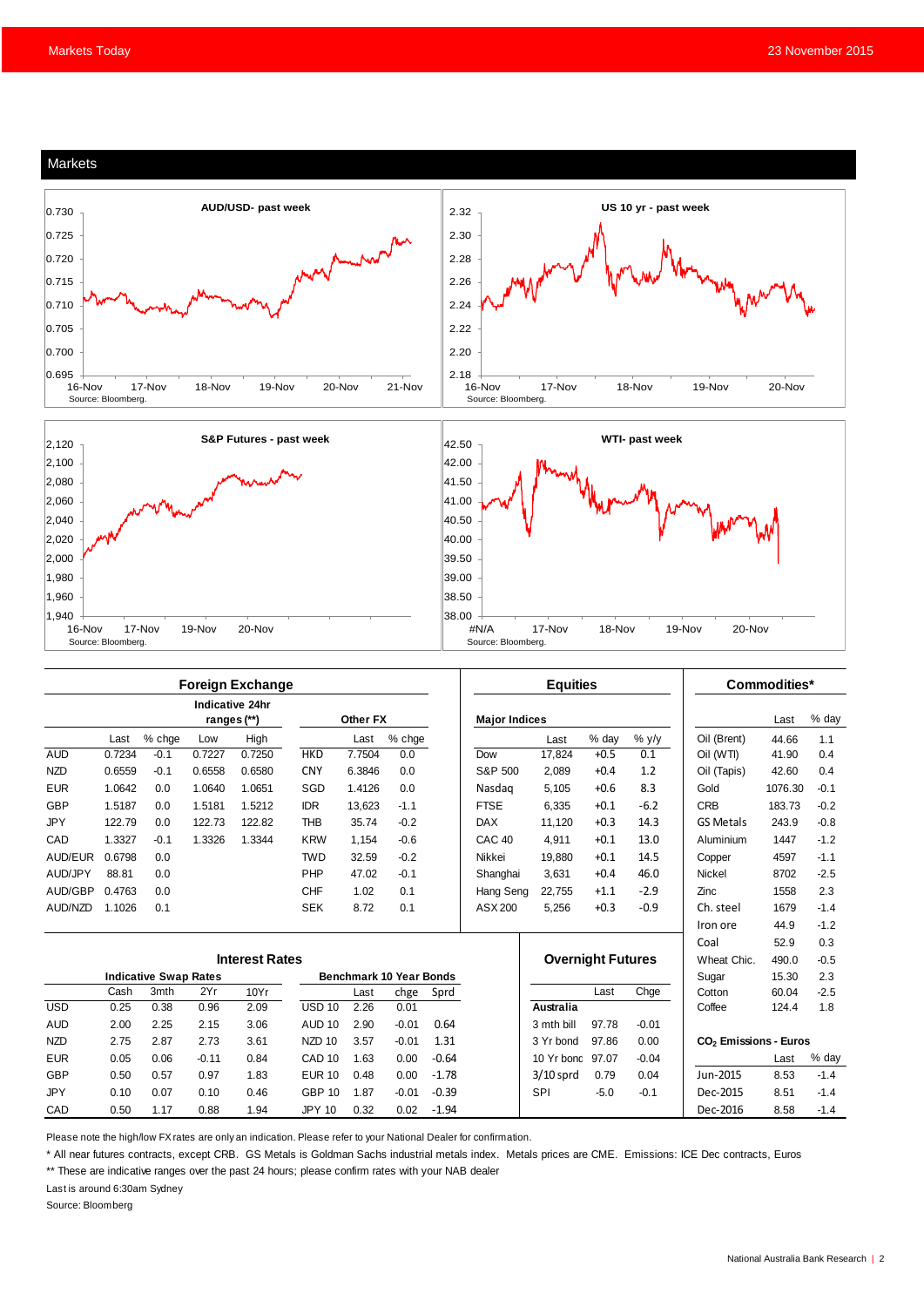## Markets

AUD/USD- past week

Source: Bloomberg.

US 10 yr - past week

Source: Bloomberg.

S&P Futures - past week

Source: Bloomberg.

WTI- past week

Source: Bloomberg.

### Foreign Exchange

| | Last | % chge | Low | High | | Last | % chge |
|---|---|---|---|---|---|---|---|
| | | | Indicative 24hr ranges (**) | | Other FX | | |
| AUD | 0.7234 | -0.1 | 0.7227 | 0.7250 | HKD | 7.7504 | 0.0 |
| NZD | 0.6559 | -0.1 | 0.6558 | 0.6580 | CNY | 6.3846 | 0.0 |
| EUR | 1.0642 | 0.0 | 1.0640 | 1.0651 | SGD | 1.4126 | 0.0 |
| GBP | 1.5187 | 0.0 | 1.5181 | 1.5212 | IDR | 13,623 | -1.1 |
| JPY | 122.79 | 0.0 | 122.73 | 122.82 | THB | 35.74 | -0.2 |
| CAD | 1.3327 | -0.1 | 1.3326 | 1.3344 | KRW | 1,154 | -0.6 |
| AUD/EUR | 0.6798 | 0.0 | | | TWD | 32.59 | -0.2 |
| AUD/JPY | 88.81 | 0.0 | | | PHP | 47.02 | -0.1 |
| AUD/GBP | 0.4763 | 0.0 | | | CHF | 1.02 | 0.1 |
| AUD/NZD | 1.1026 | 0.1 | | | SEK | 8.72 | 0.1 |

### Equities

| Major Indices | Last | % day | % y/y |
|---|---|---|---|
| Dow | 17,824 | +0.5 | 0.1 |
| S&P 500 | 2,089 | +0.4 | 1.2 |
| Nasdaq | 5,105 | +0.6 | 8.3 |
| FTSE | 6,335 | +0.1 | -6.2 |
| DAX | 11,120 | +0.3 | 14.3 |
| CAC 40 | 4,911 | +0.1 | 13.0 |
| Nikkei | 19,880 | +0.1 | 14.5 |
| Shanghai | 3,631 | +0.4 | 46.0 |
| Hang Seng | 22,755 | +1.1 | -2.9 |
| ASX 200 | 5,256 | +0.3 | -0.9 |

### Commodities*

| | Last | % day |
|---|---|---|
| Oil (Brent) | 44.66 | 1.1 |
| Oil (WTI) | 41.90 | 0.4 |
| Oil (Tapis) | 42.60 | 0.4 |
| Gold | 1076.30 | -0.1 |
| CRB | 183.73 | -0.2 |
| GS Metals | 243.9 | -0.8 |
| Aluminium | 1447 | -1.2 |
| Copper | 4597 | -1.1 |
| Nickel | 8702 | -2.5 |
| Zinc | 1558 | 2.3 |
| Ch. steel | 1679 | -1.4 |
| Iron ore | 44.9 | -1.2 |
| Coal | 52.9 | 0.3 |
| Wheat Chic. | 490.0 | -0.5 |
| Sugar | 15.30 | 2.3 |
| Cotton | 60.04 | -2.5 |
| Coffee | 124.4 | 1.8 |

### Interest Rates

| Indicative Swap Rates | Cash | 3mth | 2Yr | 10Yr | Benchmark 10 Year Bonds | Last | chge | Sprd |
|---|---|---|---|---|---|---|---|---|
| USD | 0.25 | 0.38 | 0.96 | 2.09 | USD 10 | 2.26 | 0.01 | |
| AUD | 2.00 | 2.25 | 2.15 | 3.06 | AUD 10 | 2.90 | -0.01 | 0.64 |
| NZD | 2.75 | 2.87 | 2.73 | 3.61 | NZD 10 | 3.57 | -0.01 | 1.31 |
| EUR | 0.05 | 0.06 | -0.11 | 0.84 | CAD 10 | 1.63 | 0.00 | -0.64 |
| GBP | 0.50 | 0.57 | 0.97 | 1.83 | EUR 10 | 0.48 | 0.00 | -1.78 |
| JPY | 0.10 | 0.07 | 0.10 | 0.46 | GBP 10 | 1.87 | -0.01 | -0.39 |
| CAD | 0.50 | 1.17 | 0.88 | 1.94 | JPY 10 | 0.32 | 0.02 | -1.94 |

### Overnight Futures

| Australia | Last | Chge |
|---|---|---|
| 3 mth bill | 97.78 | -0.01 |
| 3 Yr bond | 97.86 | 0.00 |
| 10 Yr bond | 97.07 | -0.04 |
| 3/10 sprd | 0.79 | 0.04 |
| SPI | -5.0 | -0.1 |

### $CO_2$ Emissions - Euros

| | Last | % day |
|---|---|---|
| Jun-2015 | 8.53 | -1.4 |
| Dec-2015 | 8.51 | -1.4 |
| Dec-2016 | 8.58 | -1.4 |

Please note the high/low FX rates are only an indication. Please refer to your National Dealer for confirmation.

* All near futures contracts, except CRB. GS Metals is Goldman Sachs industrial metals index. Metals prices are CME. Emissions: ICE Dec contracts, Euros

** These are indicative ranges over the past 24 hours; please confirm rates with your NAB dealer

Last is around 6:30am Sydney

Source: Bloomberg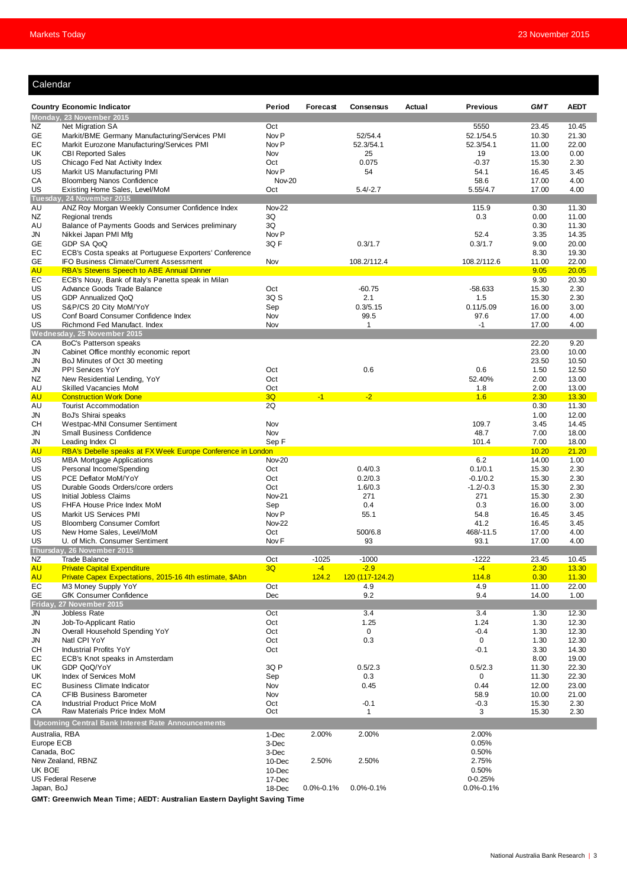## Calendar

| Country | Economic Indicator | Period | Forecast | Consensus | Actual | Previous | GMT | AEDT |
|---|---|---|---|---|---|---|---|---|
| **Monday, 23 November 2015** | | | | | | | | |
| NZ | Net Migration SA | Oct | | | | 5550 | 23.45 | 10.45 |
| GE | Markit/BME Germany Manufacturing/Services PMI | Nov P | | 52/54.4 | | 52.1/54.5 | 10.30 | 21.30 |
| EC | Markit Eurozone Manufacturing/Services PMI | Nov P | | 52.3/54.1 | | 52.3/54.1 | 11.00 | 22.00 |
| UK | CBI Reported Sales | Nov | | 25 | | 19 | 13.00 | 0.00 |
| US | Chicago Fed Nat Activity Index | Oct | | 0.075 | | -0.37 | 15.30 | 2.30 |
| US | Markit US Manufacturing PMI | Nov P | | 54 | | 54.1 | 16.45 | 3.45 |
| CA | Bloomberg Nanos Confidence | Nov-20 | | | | 58.6 | 17.00 | 4.00 |
| US | Existing Home Sales, Level/MoM | Oct | | 5.4/-2.7 | | 5.55/4.7 | 17.00 | 4.00 |
| **Tuesday, 24 November 2015** | | | | | | | | |
| AU | ANZ Roy Morgan Weekly Consumer Confidence Index | Nov-22 | | | | 115.9 | 0.30 | 11.30 |
| NZ | Regional trends | 3Q | | | | 0.3 | 0.00 | 11.00 |
| AU | Balance of Payments Goods and Services preliminary | 3Q | | | | | 0.30 | 11.30 |
| JN | Nikkei Japan PMI Mfg | Nov P | | | | 52.4 | 3.35 | 14.35 |
| GE | GDP SA QoQ | 3Q F | | 0.3/1.7 | | 0.3/1.7 | 9.00 | 20.00 |
| EC | ECB's Costa speaks at Portuguese Exporters' Conference | | | | | | 8.30 | 19.30 |
| GE | IFO Business Climate/Current Assessment | Nov | | 108.2/112.4 | | 108.2/112.6 | 11.00 | 22.00 |
| AU | RBA's Stevens Speech to ABE Annual Dinner | | | | | | 9.05 | 20.05 |
| EC | ECB's Nouy, Bank of Italy's Panetta speak in Milan | | | | | | 9.30 | 20.30 |
| US | Advance Goods Trade Balance | Oct | | -60.75 | | -58.633 | 15.30 | 2.30 |
| US | GDP Annualized QoQ | 3Q S | | 2.1 | | 1.5 | 15.30 | 2.30 |
| US | S&P/CS 20 City MoM/YoY | Sep | | 0.3/5.15 | | 0.11/5.09 | 16.00 | 3.00 |
| US | Conf Board Consumer Confidence Index | Nov | | 99.5 | | 97.6 | 17.00 | 4.00 |
| US | Richmond Fed Manufact. Index | Nov | | 1 | | -1 | 17.00 | 4.00 |
| **Wednesday, 25 November 2015** | | | | | | | | |
| CA | BoC's Patterson speaks | | | | | | 22.20 | 9.20 |
| JN | Cabinet Office monthly economic report | | | | | | 23.00 | 10.00 |
| JN | BoJ Minutes of Oct 30 meeting | | | | | | 23.50 | 10.50 |
| JN | PPI Services YoY | Oct | | 0.6 | | 0.6 | 1.50 | 12.50 |
| NZ | New Residential Lending, YoY | Oct | | | | 52.40% | 2.00 | 13.00 |
| AU | Skilled Vacancies MoM | Oct | | | | 1.8 | 2.00 | 13.00 |
| AU | Construction Work Done | 3Q | -1 | -2 | | 1.6 | 2.30 | 13.30 |
| AU | Tourist Accommodation | 2Q | | | | | 0.30 | 11.30 |
| JN | BoJ's Shirai speaks | | | | | | 1.00 | 12.00 |
| CH | Westpac-MNI Consumer Sentiment | Nov | | | | 109.7 | 3.45 | 14.45 |
| JN | Small Business Confidence | Nov | | | | 48.7 | 7.00 | 18.00 |
| JN | Leading Index CI | Sep F | | | | 101.4 | 7.00 | 18.00 |
| AU | RBA's Debelle speaks at FX Week Europe Conference in London | | | | | | 10.20 | 21.20 |
| US | MBA Mortgage Applications | Nov-20 | | | | 6.2 | 14.00 | 1.00 |
| US | Personal Income/Spending | Oct | | 0.4/0.3 | | 0.1/0.1 | 15.30 | 2.30 |
| US | PCE Deflator MoM/YoY | Oct | | 0.2/0.3 | | -0.1/0.2 | 15.30 | 2.30 |
| US | Durable Goods Orders/core orders | Oct | | 1.6/0.3 | | -1.2/-0.3 | 15.30 | 2.30 |
| US | Initial Jobless Claims | Nov-21 | | 271 | | 271 | 15.30 | 2.30 |
| US | FHFA House Price Index MoM | Sep | | 0.4 | | 0.3 | 16.00 | 3.00 |
| US | Markit US Services PMI | Nov P | | 55.1 | | 54.8 | 16.45 | 3.45 |
| US | Bloomberg Consumer Comfort | Nov-22 | | | | 41.2 | 16.45 | 3.45 |
| US | New Home Sales, Level/MoM | Oct | | 500/6.8 | | 468/-11.5 | 17.00 | 4.00 |
| US | U. of Mich. Consumer Sentiment | Nov F | | 93 | | 93.1 | 17.00 | 4.00 |
| **Thursday, 26 November 2015** | | | | | | | | |
| NZ | Trade Balance | Oct | -1025 | -1000 | | -1222 | 23.45 | 10.45 |
| AU | Private Capital Expenditure | 3Q | -4 | -2.9 | | -4 | 2.30 | 13.30 |
| AU | Private Capex Expectations, 2015-16 4th estimate, $Abn | | 124.2 | 120 (117-124.2) | | 114.8 | 0.30 | 11.30 |
| EC | M3 Money Supply YoY | Oct | | 4.9 | | 4.9 | 11.00 | 22.00 |
| GE | GfK Consumer Confidence | Dec | | 9.2 | | 9.4 | 14.00 | 1.00 |
| **Friday, 27 November 2015** | | | | | | | | |
| JN | Jobless Rate | Oct | | 3.4 | | 3.4 | 1.30 | 12.30 |
| JN | Job-To-Applicant Ratio | Oct | | 1.25 | | 1.24 | 1.30 | 12.30 |
| JN | Overall Household Spending YoY | Oct | | 0 | | -0.4 | 1.30 | 12.30 |
| JN | Natl CPI YoY | Oct | | 0.3 | | 0 | 1.30 | 12.30 |
| CH | Industrial Profits YoY | Oct | | | | -0.1 | 3.30 | 14.30 |
| EC | ECB's Knot speaks in Amsterdam | | | | | | 8.00 | 19.00 |
| UK | GDP QoQ/YoY | 3Q P | | 0.5/2.3 | | 0.5/2.3 | 11.30 | 22.30 |
| UK | Index of Services MoM | Sep | | 0.3 | | 0 | 11.30 | 22.30 |
| EC | Business Climate Indicator | Nov | | 0.45 | | 0.44 | 12.00 | 23.00 |
| CA | CFIB Business Barometer | Nov | | | | 58.9 | 10.00 | 21.00 |
| CA | Industrial Product Price MoM | Oct | | -0.1 | | -0.3 | 15.30 | 2.30 |
| CA | Raw Materials Price Index MoM | Oct | | 1 | | 3 | 15.30 | 2.30 |

| Upcoming Central Bank Interest Rate Announcements | Date | Forecast | Consensus | Previous |
|---|---|---|---|---|
| Australia, RBA | 1-Dec | 2.00% | 2.00% | 2.00% |
| Europe ECB | 3-Dec | | | 0.05% |
| Canada, BoC | 3-Dec | | | 0.50% |
| New Zealand, RBNZ | 10-Dec | 2.50% | 2.50% | 2.75% |
| UK BOE | 10-Dec | | | 0.50% |
| US Federal Reserve | 17-Dec | | | 0-0.25% |
| Japan, BoJ | 18-Dec | 0.0%-0.1% | 0.0%-0.1% | 0.0%-0.1% |

**GMT: Greenwich Mean Time; AEDT: Australian Eastern Daylight Saving Time**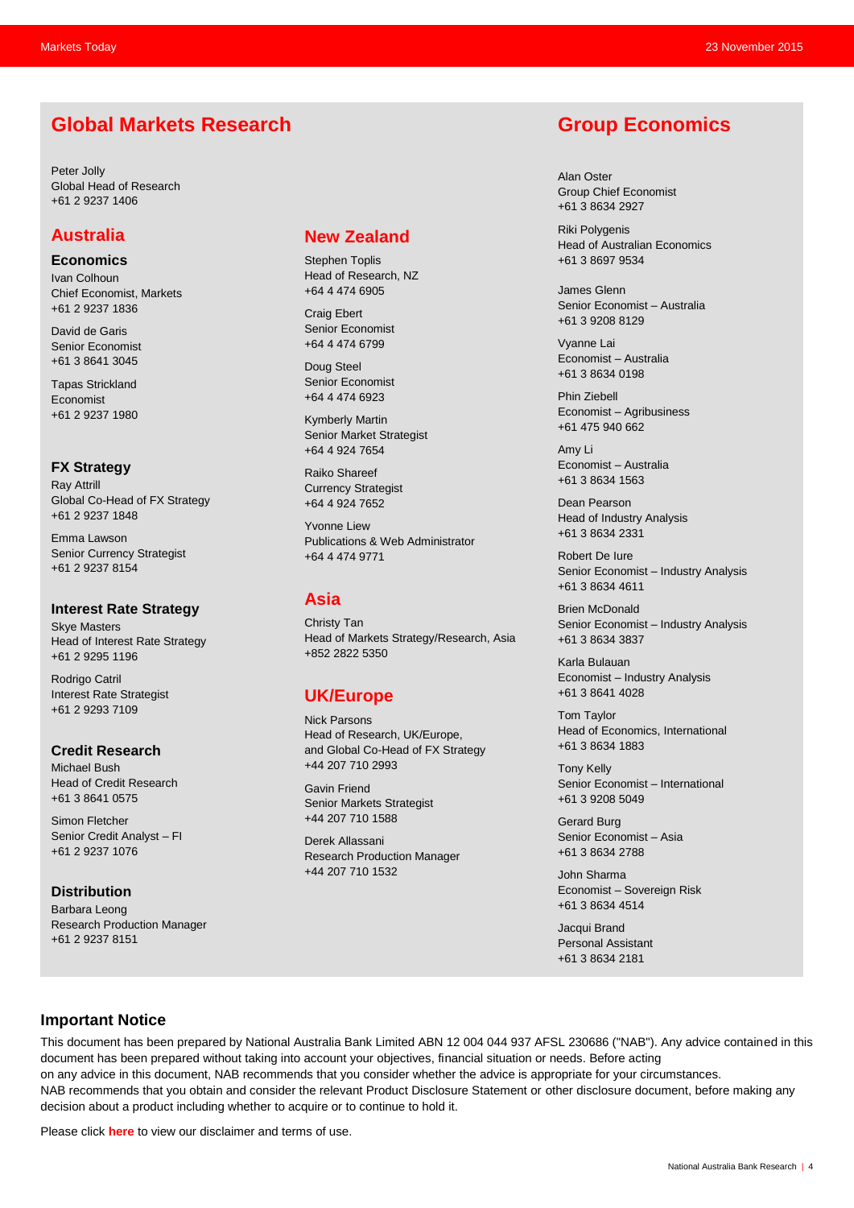# Global Markets Research

Peter Jolly
Global Head of Research
+61 2 9237 1406

## Australia

### Economics

Ivan Colhoun
Chief Economist, Markets
+61 2 9237 1836

David de Garis
Senior Economist
+61 3 8641 3045

Tapas Strickland
Economist
+61 2 9237 1980

### FX Strategy

Ray Attrill
Global Co-Head of FX Strategy
+61 2 9237 1848

Emma Lawson
Senior Currency Strategist
+61 2 9237 8154

### Interest Rate Strategy

Skye Masters
Head of Interest Rate Strategy
+61 2 9295 1196

Rodrigo Catril
Interest Rate Strategist
+61 2 9293 7109

### Credit Research

Michael Bush
Head of Credit Research
+61 3 8641 0575

Simon Fletcher
Senior Credit Analyst – FI
+61 2 9237 1076

### Distribution

Barbara Leong
Research Production Manager
+61 2 9237 8151

## New Zealand

Stephen Toplis
Head of Research, NZ
+64 4 474 6905

Craig Ebert
Senior Economist
+64 4 474 6799

Doug Steel
Senior Economist
+64 4 474 6923

Kymberly Martin
Senior Market Strategist
+64 4 924 7654

Raiko Shareef
Currency Strategist
+64 4 924 7652

Yvonne Liew
Publications & Web Administrator
+64 4 474 9771

## Asia

Christy Tan
Head of Markets Strategy/Research, Asia
+852 2822 5350

## UK/Europe

Nick Parsons
Head of Research, UK/Europe,
and Global Co-Head of FX Strategy
+44 207 710 2993

Gavin Friend
Senior Markets Strategist
+44 207 710 1588

Derek Allassani
Research Production Manager
+44 207 710 1532

# Group Economics

Alan Oster
Group Chief Economist
+61 3 8634 2927

Riki Polygenis
Head of Australian Economics
+61 3 8697 9534

James Glenn
Senior Economist – Australia
+61 3 9208 8129

Vyanne Lai
Economist – Australia
+61 3 8634 0198

Phin Ziebell
Economist – Agribusiness
+61 475 940 662

Amy Li
Economist – Australia
+61 3 8634 1563

Dean Pearson
Head of Industry Analysis
+61 3 8634 2331

Robert De Iure
Senior Economist – Industry Analysis
+61 3 8634 4611

Brien McDonald
Senior Economist – Industry Analysis
+61 3 8634 3837

Karla Bulauan
Economist – Industry Analysis
+61 3 8641 4028

Tom Taylor
Head of Economics, International
+61 3 8634 1883

Tony Kelly
Senior Economist – International
+61 3 9208 5049

Gerard Burg
Senior Economist – Asia
+61 3 8634 2788

John Sharma
Economist – Sovereign Risk
+61 3 8634 4514

Jacqui Brand
Personal Assistant
+61 3 8634 2181

## Important Notice

This document has been prepared by National Australia Bank Limited ABN 12 004 044 937 AFSL 230686 ("NAB"). Any advice contained in this document has been prepared without taking into account your objectives, financial situation or needs. Before acting on any advice in this document, NAB recommends that you consider whether the advice is appropriate for your circumstances. NAB recommends that you obtain and consider the relevant Product Disclosure Statement or other disclosure document, before making any decision about a product including whether to acquire or to continue to hold it.

Please click **here** to view our disclaimer and terms of use.